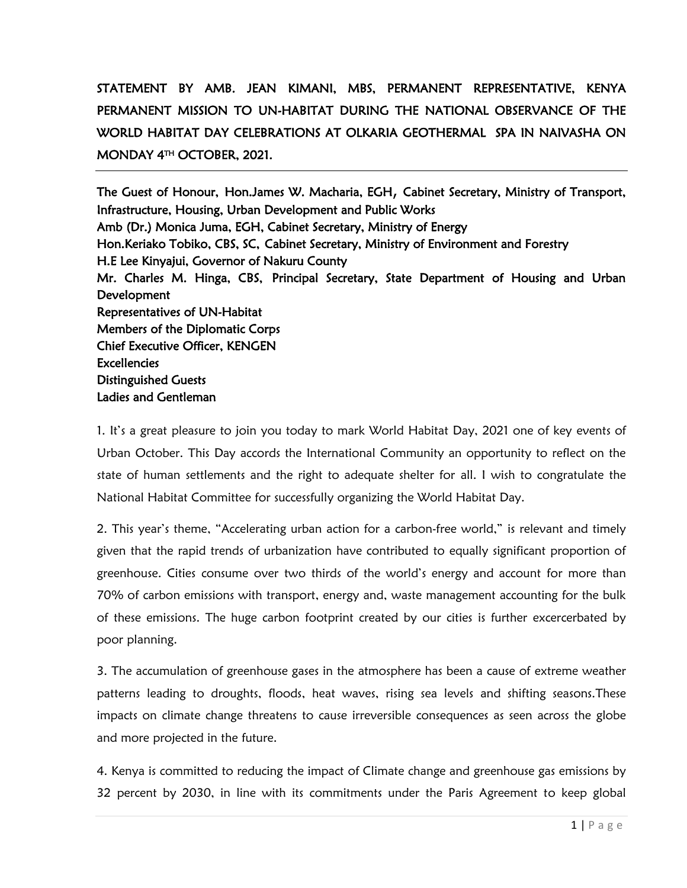**STATEMENT BY AMB. JEAN KIMANI, MBS, PERMANENT REPRESENTATIVE, KENYA PERMANENT MISSION TO UN-HABITAT DURING THE NATIONAL OBSERVANCE OF THE WORLD HABITAT DAY CELEBRATIONS AT OLKARIA GEOTHERMAL SPA IN NAIVASHA ON MONDAY 4TH OCTOBER, 2021.**

---

The Guest of Honour, Hon.James W. Macharia, EGH, Cabinet Secretary, Ministry of Transport, Infrastructure, Housing, Urban Development and Public Works
Amb (Dr.) Monica Juma, EGH, Cabinet Secretary, Ministry of Energy
Hon.Keriako Tobiko, CBS, SC, Cabinet Secretary, Ministry of Environment and Forestry
H.E Lee Kinyajui, Governor of Nakuru County
Mr. Charles M. Hinga, CBS, Principal Secretary, State Department of Housing and Urban Development
Representatives of UN-Habitat
Members of the Diplomatic Corps
Chief Executive Officer, KENGEN
Excellencies
Distinguished Guests
Ladies and Gentleman

1. It's a great pleasure to join you today to mark World Habitat Day, 2021 one of key events of Urban October. This Day accords the International Community an opportunity to reflect on the state of human settlements and the right to adequate shelter for all. I wish to congratulate the National Habitat Committee for successfully organizing the World Habitat Day.

2. This year's theme, "Accelerating urban action for a carbon-free world," is relevant and timely given that the rapid trends of urbanization have contributed to equally significant proportion of greenhouse. Cities consume over two thirds of the world's energy and account for more than 70% of carbon emissions with transport, energy and, waste management accounting for the bulk of these emissions. The huge carbon footprint created by our cities is further excercerbated by poor planning.

3. The accumulation of greenhouse gases in the atmosphere has been a cause of extreme weather patterns leading to droughts, floods, heat waves, rising sea levels and shifting seasons.These impacts on climate change threatens to cause irreversible consequences as seen across the globe and more projected in the future.

4. Kenya is committed to reducing the impact of Climate change and greenhouse gas emissions by 32 percent by 2030, in line with its commitments under the Paris Agreement to keep global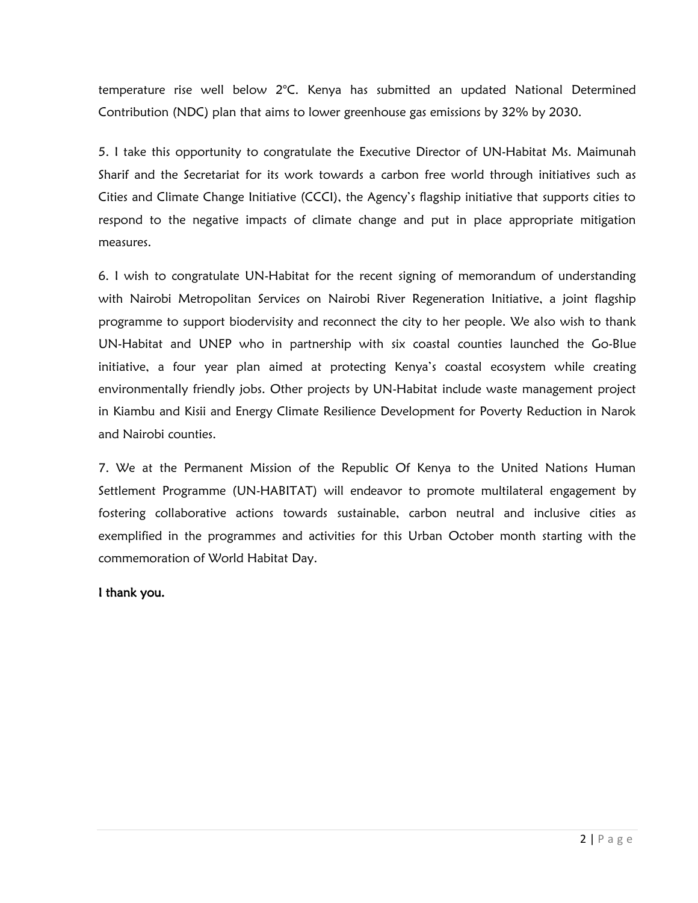temperature rise well below 2°C. Kenya has submitted an updated National Determined Contribution (NDC) plan that aims to lower greenhouse gas emissions by 32% by 2030.

5. I take this opportunity to congratulate the Executive Director of UN-Habitat Ms. Maimunah Sharif and the Secretariat for its work towards a carbon free world through initiatives such as Cities and Climate Change Initiative (CCCI), the Agency's flagship initiative that supports cities to respond to the negative impacts of climate change and put in place appropriate mitigation measures.

6. I wish to congratulate UN-Habitat for the recent signing of memorandum of understanding with Nairobi Metropolitan Services on Nairobi River Regeneration Initiative, a joint flagship programme to support biodervisity and reconnect the city to her people. We also wish to thank UN-Habitat and UNEP who in partnership with six coastal counties launched the Go-Blue initiative, a four year plan aimed at protecting Kenya's coastal ecosystem while creating environmentally friendly jobs. Other projects by UN-Habitat include waste management project in Kiambu and Kisii and Energy Climate Resilience Development for Poverty Reduction in Narok and Nairobi counties.

7. We at the Permanent Mission of the Republic Of Kenya to the United Nations Human Settlement Programme (UN-HABITAT) will endeavor to promote multilateral engagement by fostering collaborative actions towards sustainable, carbon neutral and inclusive cities as exemplified in the programmes and activities for this Urban October month starting with the commemoration of World Habitat Day.

**I thank you.**